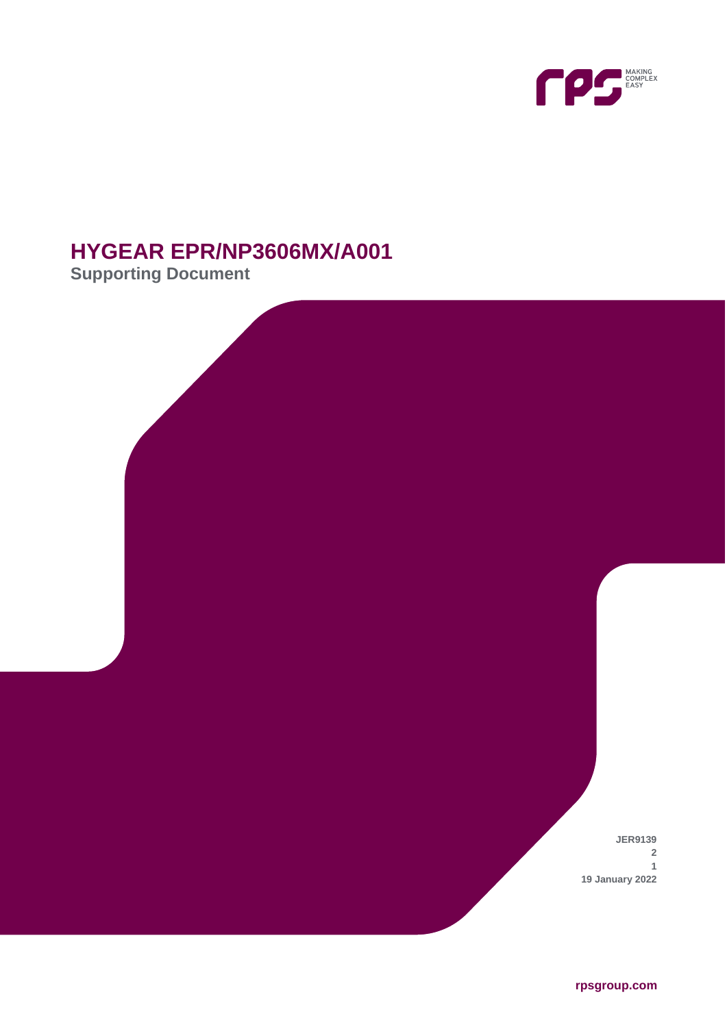# HYGEAR EPR/NP3606MX/A001

## Supporting Document

**JER9139**
**2**
**1**
**19 January 2022**

**rpsgroup.com**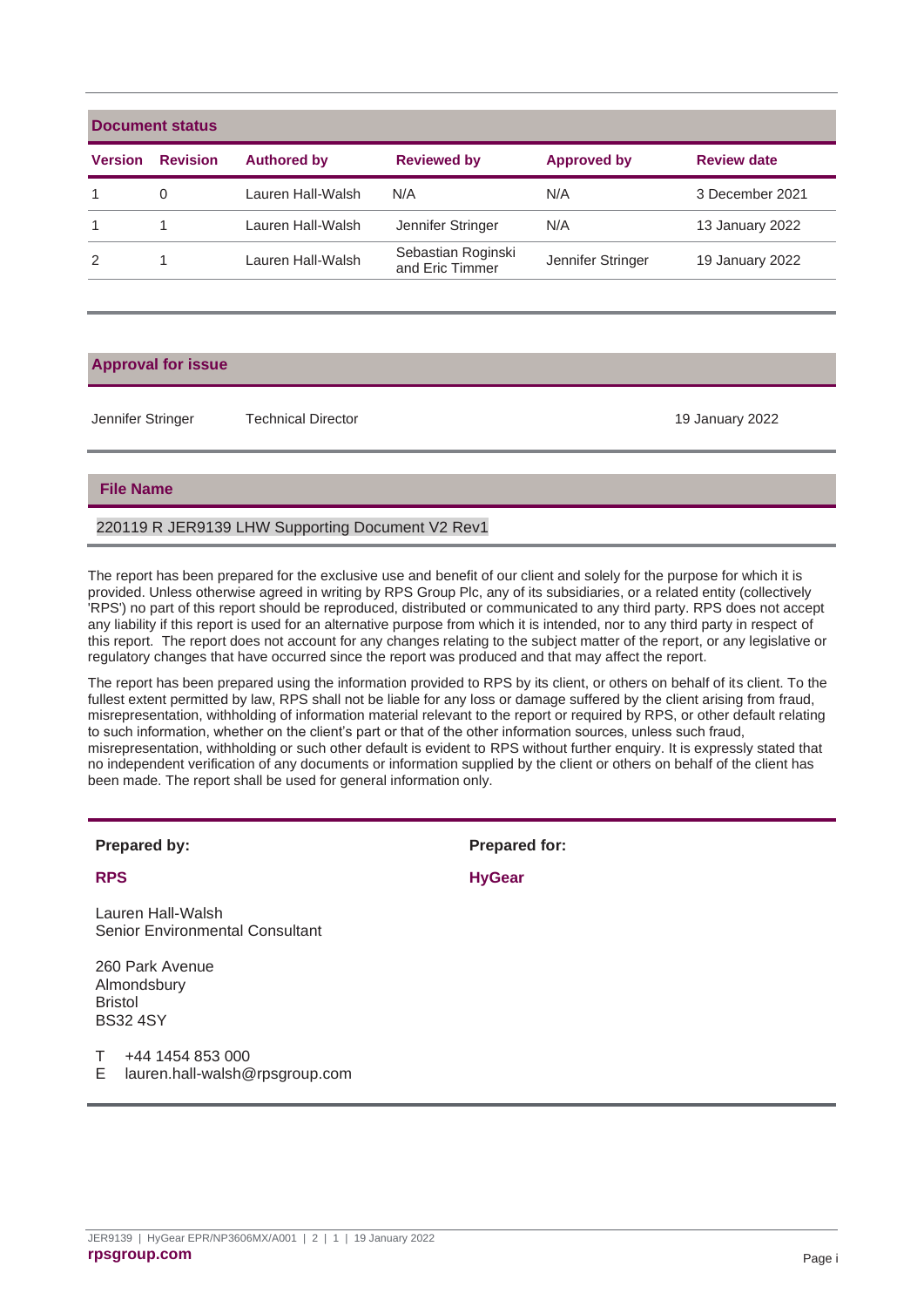## Document status

| Version | Revision | Authored by | Reviewed by | Approved by | Review date |
|---|---|---|---|---|---|
| 1 | 0 | Lauren Hall-Walsh | N/A | N/A | 3 December 2021 |
| 1 | 1 | Lauren Hall-Walsh | Jennifer Stringer | N/A | 13 January 2022 |
| 2 | 1 | Lauren Hall-Walsh | Sebastian Roginski and Eric Timmer | Jennifer Stringer | 19 January 2022 |

## Approval for issue

| | | |
|---|---|---|
| Jennifer Stringer | Technical Director | 19 January 2022 |

## File Name

220119 R JER9139 LHW Supporting Document V2 Rev1

The report has been prepared for the exclusive use and benefit of our client and solely for the purpose for which it is provided. Unless otherwise agreed in writing by RPS Group Plc, any of its subsidiaries, or a related entity (collectively 'RPS') no part of this report should be reproduced, distributed or communicated to any third party. RPS does not accept any liability if this report is used for an alternative purpose from which it is intended, nor to any third party in respect of this report. The report does not account for any changes relating to the subject matter of the report, or any legislative or regulatory changes that have occurred since the report was produced and that may affect the report.

The report has been prepared using the information provided to RPS by its client, or others on behalf of its client. To the fullest extent permitted by law, RPS shall not be liable for any loss or damage suffered by the client arising from fraud, misrepresentation, withholding of information material relevant to the report or required by RPS, or other default relating to such information, whether on the client's part or that of the other information sources, unless such fraud, misrepresentation, withholding or such other default is evident to RPS without further enquiry. It is expressly stated that no independent verification of any documents or information supplied by the client or others on behalf of the client has been made. The report shall be used for general information only.

**Prepared by:**

**RPS**

Lauren Hall-Walsh
Senior Environmental Consultant

260 Park Avenue
Almondsbury
Bristol
BS32 4SY

T +44 1454 853 000
E lauren.hall-walsh@rpsgroup.com

**Prepared for:**

**HyGear**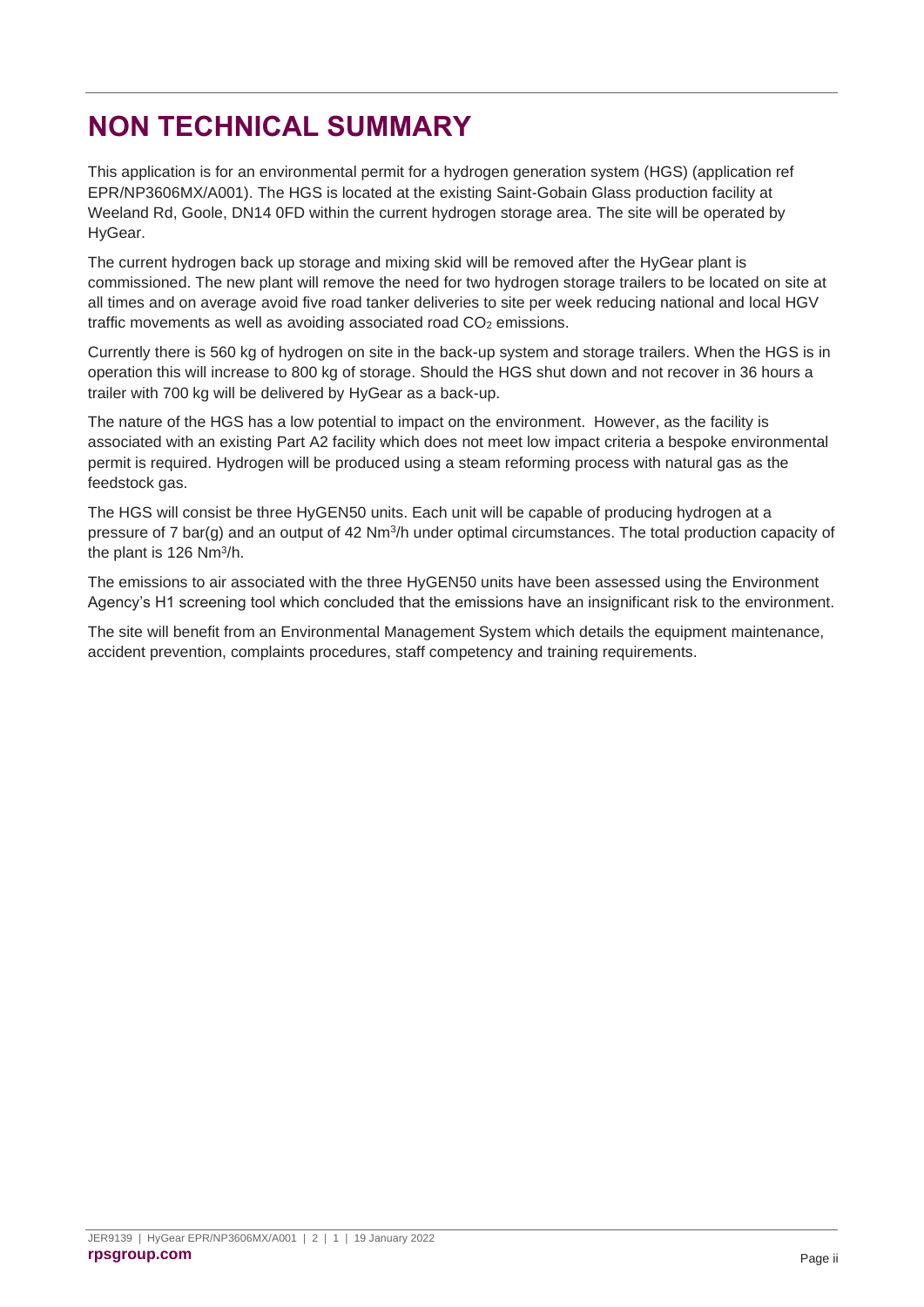# NON TECHNICAL SUMMARY

This application is for an environmental permit for a hydrogen generation system (HGS) (application ref EPR/NP3606MX/A001). The HGS is located at the existing Saint-Gobain Glass production facility at Weeland Rd, Goole, DN14 0FD within the current hydrogen storage area. The site will be operated by HyGear.

The current hydrogen back up storage and mixing skid will be removed after the HyGear plant is commissioned. The new plant will remove the need for two hydrogen storage trailers to be located on site at all times and on average avoid five road tanker deliveries to site per week reducing national and local HGV traffic movements as well as avoiding associated road $CO_2$ emissions.

Currently there is 560 kg of hydrogen on site in the back-up system and storage trailers. When the HGS is in operation this will increase to 800 kg of storage. Should the HGS shut down and not recover in 36 hours a trailer with 700 kg will be delivered by HyGear as a back-up.

The nature of the HGS has a low potential to impact on the environment. However, as the facility is associated with an existing Part A2 facility which does not meet low impact criteria a bespoke environmental permit is required. Hydrogen will be produced using a steam reforming process with natural gas as the feedstock gas.

The HGS will consist be three HyGEN50 units. Each unit will be capable of producing hydrogen at a pressure of 7 bar(g) and an output of 42 $Nm^3/h$ under optimal circumstances. The total production capacity of the plant is 126 $Nm^3/h$.

The emissions to air associated with the three HyGEN50 units have been assessed using the Environment Agency's H1 screening tool which concluded that the emissions have an insignificant risk to the environment.

The site will benefit from an Environmental Management System which details the equipment maintenance, accident prevention, complaints procedures, staff competency and training requirements.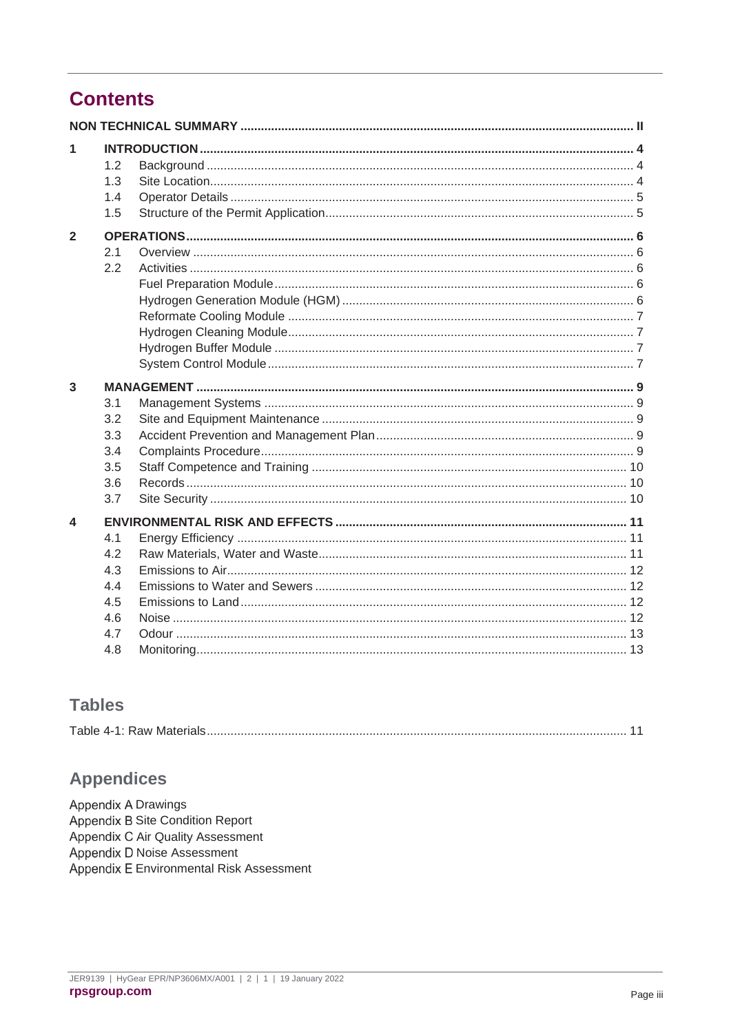# Contents

**NON TECHNICAL SUMMARY** ..... **II**

**1 INTRODUCTION** ..... **4**
- 1.2 Background ..... 4
- 1.3 Site Location ..... 4
- 1.4 Operator Details ..... 5
- 1.5 Structure of the Permit Application ..... 5

**2 OPERATIONS** ..... **6**
- 2.1 Overview ..... 6
- 2.2 Activities ..... 6
  - Fuel Preparation Module ..... 6
  - Hydrogen Generation Module (HGM) ..... 6
  - Reformate Cooling Module ..... 7
  - Hydrogen Cleaning Module ..... 7
  - Hydrogen Buffer Module ..... 7
  - System Control Module ..... 7

**3 MANAGEMENT** ..... **9**
- 3.1 Management Systems ..... 9
- 3.2 Site and Equipment Maintenance ..... 9
- 3.3 Accident Prevention and Management Plan ..... 9
- 3.4 Complaints Procedure ..... 9
- 3.5 Staff Competence and Training ..... 10
- 3.6 Records ..... 10
- 3.7 Site Security ..... 10

**4 ENVIRONMENTAL RISK AND EFFECTS** ..... **11**
- 4.1 Energy Efficiency ..... 11
- 4.2 Raw Materials, Water and Waste ..... 11
- 4.3 Emissions to Air ..... 12
- 4.4 Emissions to Water and Sewers ..... 12
- 4.5 Emissions to Land ..... 12
- 4.6 Noise ..... 12
- 4.7 Odour ..... 13
- 4.8 Monitoring ..... 13

## Tables

Table 4-1: Raw Materials ..... 11

## Appendices

Appendix A Drawings
Appendix B Site Condition Report
Appendix C Air Quality Assessment
Appendix D Noise Assessment
Appendix E Environmental Risk Assessment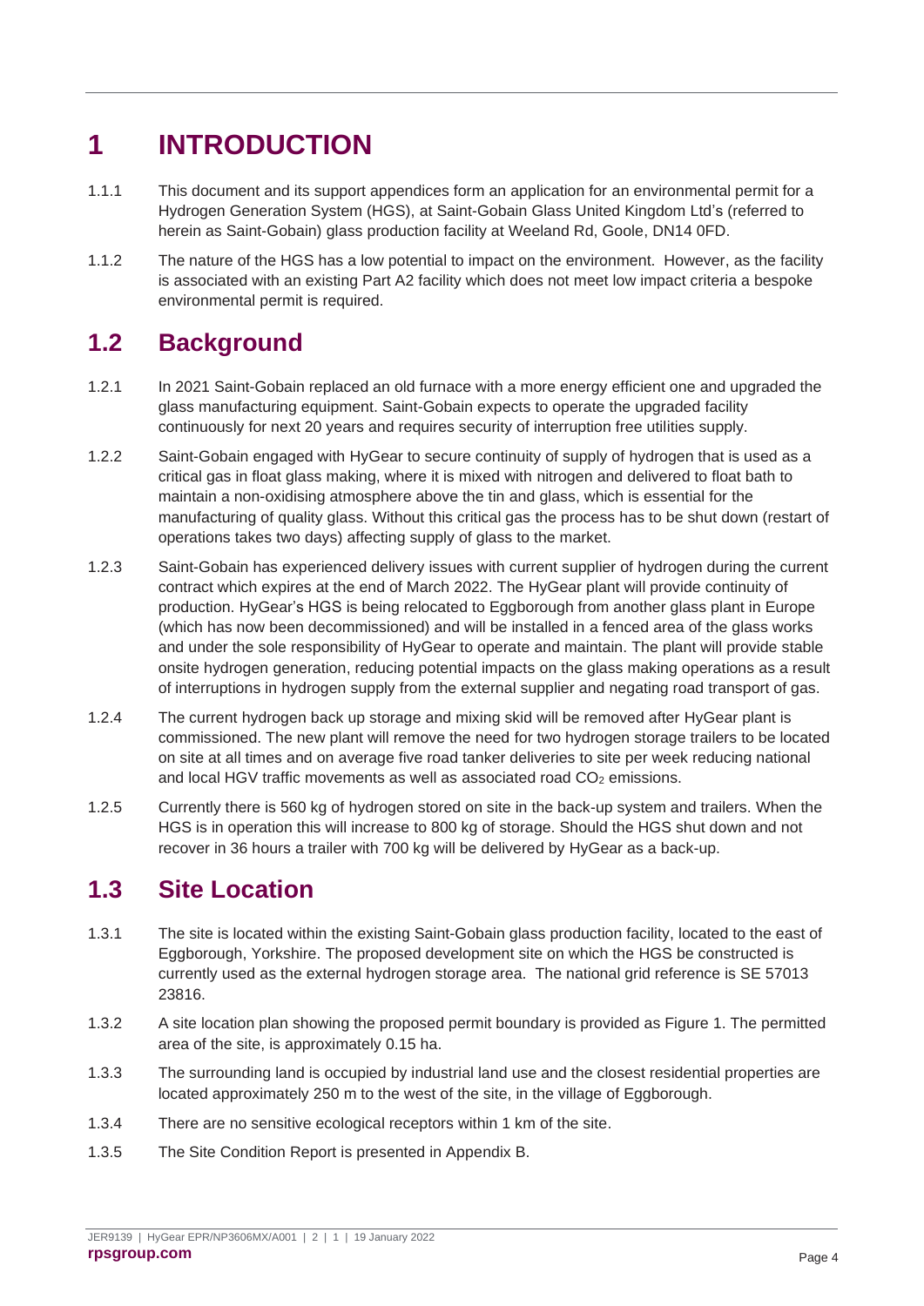# 1 INTRODUCTION

1.1.1 This document and its support appendices form an application for an environmental permit for a Hydrogen Generation System (HGS), at Saint-Gobain Glass United Kingdom Ltd's (referred to herein as Saint-Gobain) glass production facility at Weeland Rd, Goole, DN14 0FD.

1.1.2 The nature of the HGS has a low potential to impact on the environment. However, as the facility is associated with an existing Part A2 facility which does not meet low impact criteria a bespoke environmental permit is required.

## 1.2 Background

1.2.1 In 2021 Saint-Gobain replaced an old furnace with a more energy efficient one and upgraded the glass manufacturing equipment. Saint-Gobain expects to operate the upgraded facility continuously for next 20 years and requires security of interruption free utilities supply.

1.2.2 Saint-Gobain engaged with HyGear to secure continuity of supply of hydrogen that is used as a critical gas in float glass making, where it is mixed with nitrogen and delivered to float bath to maintain a non-oxidising atmosphere above the tin and glass, which is essential for the manufacturing of quality glass. Without this critical gas the process has to be shut down (restart of operations takes two days) affecting supply of glass to the market.

1.2.3 Saint-Gobain has experienced delivery issues with current supplier of hydrogen during the current contract which expires at the end of March 2022. The HyGear plant will provide continuity of production. HyGear's HGS is being relocated to Eggborough from another glass plant in Europe (which has now been decommissioned) and will be installed in a fenced area of the glass works and under the sole responsibility of HyGear to operate and maintain. The plant will provide stable onsite hydrogen generation, reducing potential impacts on the glass making operations as a result of interruptions in hydrogen supply from the external supplier and negating road transport of gas.

1.2.4 The current hydrogen back up storage and mixing skid will be removed after HyGear plant is commissioned. The new plant will remove the need for two hydrogen storage trailers to be located on site at all times and on average five road tanker deliveries to site per week reducing national and local HGV traffic movements as well as associated road $CO_2$ emissions.

1.2.5 Currently there is 560 kg of hydrogen stored on site in the back-up system and trailers. When the HGS is in operation this will increase to 800 kg of storage. Should the HGS shut down and not recover in 36 hours a trailer with 700 kg will be delivered by HyGear as a back-up.

## 1.3 Site Location

1.3.1 The site is located within the existing Saint-Gobain glass production facility, located to the east of Eggborough, Yorkshire. The proposed development site on which the HGS be constructed is currently used as the external hydrogen storage area. The national grid reference is SE 57013 23816.

1.3.2 A site location plan showing the proposed permit boundary is provided as Figure 1. The permitted area of the site, is approximately 0.15 ha.

1.3.3 The surrounding land is occupied by industrial land use and the closest residential properties are located approximately 250 m to the west of the site, in the village of Eggborough.

1.3.4 There are no sensitive ecological receptors within 1 km of the site.

1.3.5 The Site Condition Report is presented in Appendix B.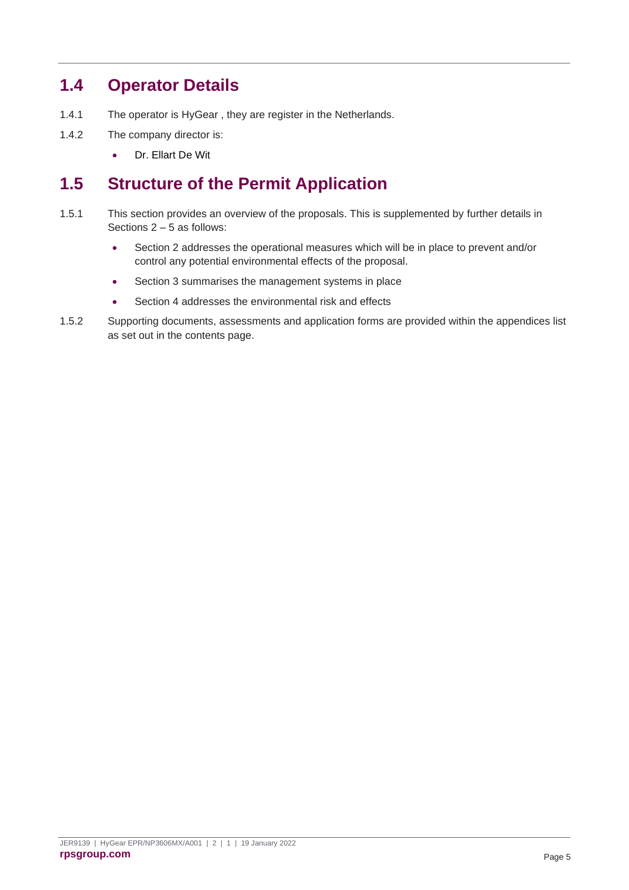## 1.4 Operator Details

1.4.1 The operator is HyGear , they are register in the Netherlands.

1.4.2 The company director is:

- Dr. Ellart De Wit

## 1.5 Structure of the Permit Application

1.5.1 This section provides an overview of the proposals. This is supplemented by further details in Sections 2 – 5 as follows:

- Section 2 addresses the operational measures which will be in place to prevent and/or control any potential environmental effects of the proposal.
- Section 3 summarises the management systems in place
- Section 4 addresses the environmental risk and effects

1.5.2 Supporting documents, assessments and application forms are provided within the appendices list as set out in the contents page.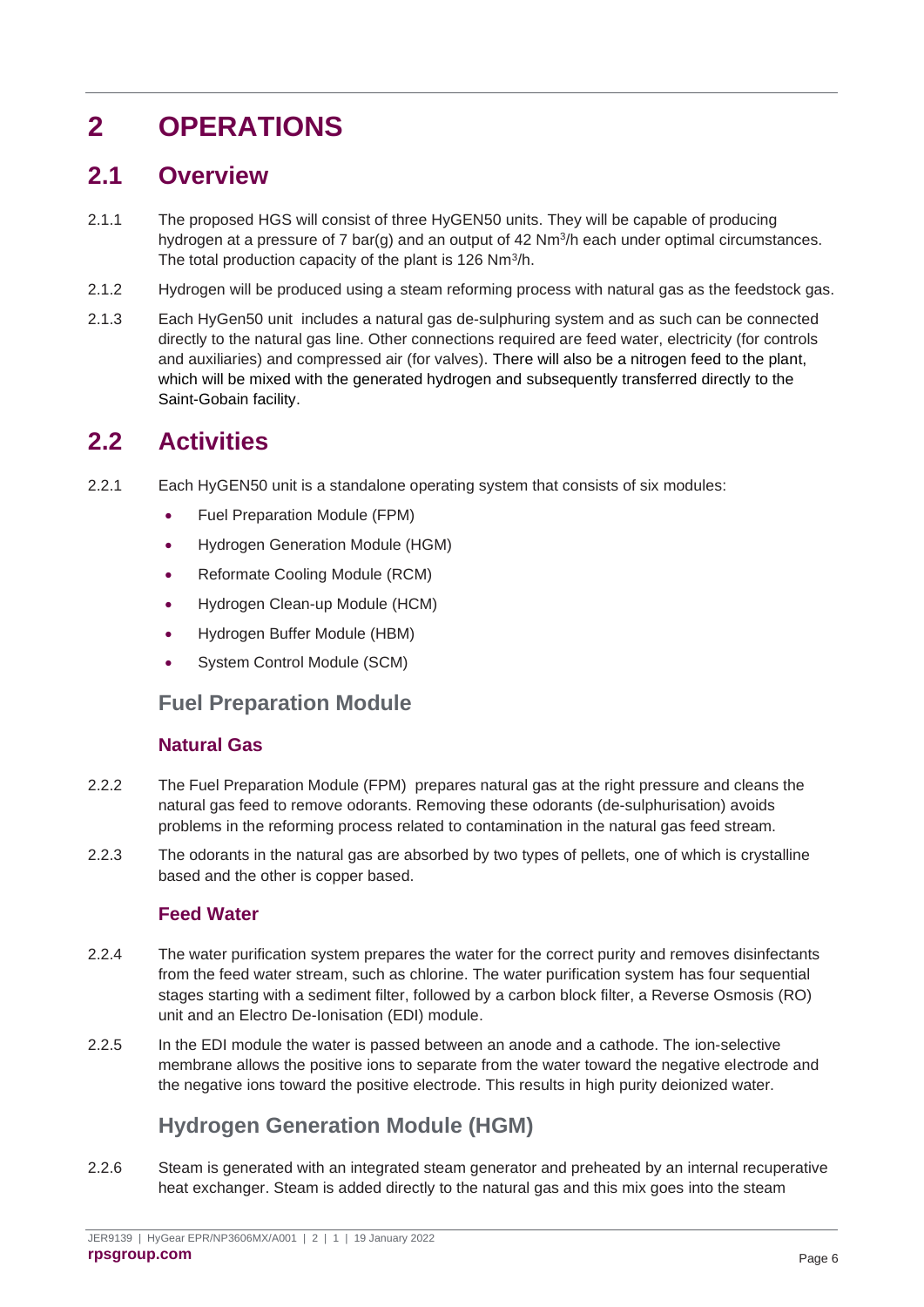# 2 OPERATIONS

## 2.1 Overview

2.1.1 The proposed HGS will consist of three HyGEN50 units. They will be capable of producing hydrogen at a pressure of 7 bar(g) and an output of 42 $Nm^3/h$ each under optimal circumstances. The total production capacity of the plant is 126 $Nm^3/h$.

2.1.2 Hydrogen will be produced using a steam reforming process with natural gas as the feedstock gas.

2.1.3 Each HyGen50 unit includes a natural gas de-sulphuring system and as such can be connected directly to the natural gas line. Other connections required are feed water, electricity (for controls and auxiliaries) and compressed air (for valves). There will also be a nitrogen feed to the plant, which will be mixed with the generated hydrogen and subsequently transferred directly to the Saint-Gobain facility.

## 2.2 Activities

2.2.1 Each HyGEN50 unit is a standalone operating system that consists of six modules:

- Fuel Preparation Module (FPM)
- Hydrogen Generation Module (HGM)
- Reformate Cooling Module (RCM)
- Hydrogen Clean-up Module (HCM)
- Hydrogen Buffer Module (HBM)
- System Control Module (SCM)

### Fuel Preparation Module

#### Natural Gas

2.2.2 The Fuel Preparation Module (FPM) prepares natural gas at the right pressure and cleans the natural gas feed to remove odorants. Removing these odorants (de-sulphurisation) avoids problems in the reforming process related to contamination in the natural gas feed stream.

2.2.3 The odorants in the natural gas are absorbed by two types of pellets, one of which is crystalline based and the other is copper based.

#### Feed Water

2.2.4 The water purification system prepares the water for the correct purity and removes disinfectants from the feed water stream, such as chlorine. The water purification system has four sequential stages starting with a sediment filter, followed by a carbon block filter, a Reverse Osmosis (RO) unit and an Electro De-Ionisation (EDI) module.

2.2.5 In the EDI module the water is passed between an anode and a cathode. The ion-selective membrane allows the positive ions to separate from the water toward the negative electrode and the negative ions toward the positive electrode. This results in high purity deionized water.

### Hydrogen Generation Module (HGM)

2.2.6 Steam is generated with an integrated steam generator and preheated by an internal recuperative heat exchanger. Steam is added directly to the natural gas and this mix goes into the steam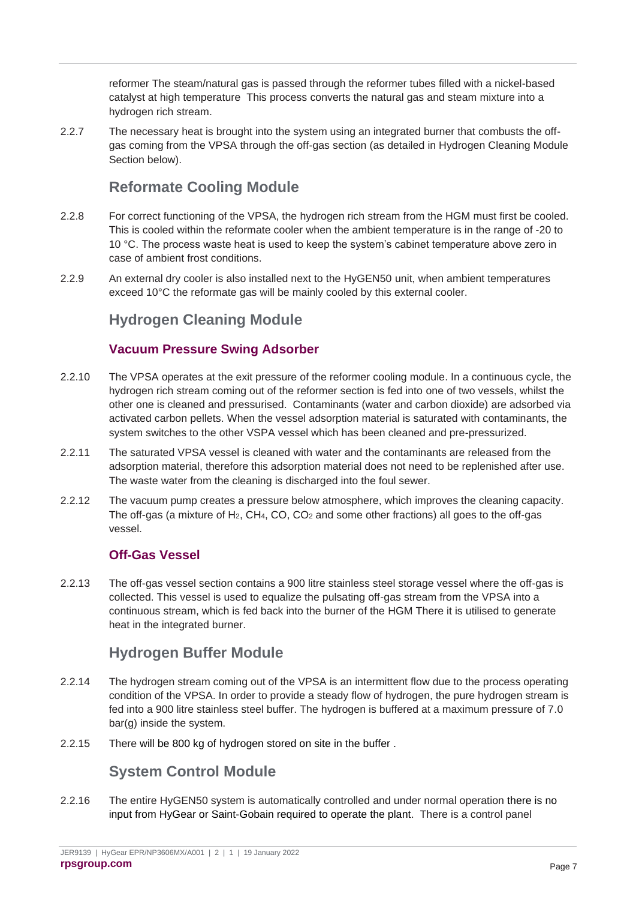reformer The steam/natural gas is passed through the reformer tubes filled with a nickel-based catalyst at high temperature This process converts the natural gas and steam mixture into a hydrogen rich stream.

2.2.7 The necessary heat is brought into the system using an integrated burner that combusts the off-gas coming from the VPSA through the off-gas section (as detailed in Hydrogen Cleaning Module Section below).

## Reformate Cooling Module

2.2.8 For correct functioning of the VPSA, the hydrogen rich stream from the HGM must first be cooled. This is cooled within the reformate cooler when the ambient temperature is in the range of -20 to 10 °C. The process waste heat is used to keep the system's cabinet temperature above zero in case of ambient frost conditions.

2.2.9 An external dry cooler is also installed next to the HyGEN50 unit, when ambient temperatures exceed 10°C the reformate gas will be mainly cooled by this external cooler.

## Hydrogen Cleaning Module

### Vacuum Pressure Swing Adsorber

2.2.10 The VPSA operates at the exit pressure of the reformer cooling module. In a continuous cycle, the hydrogen rich stream coming out of the reformer section is fed into one of two vessels, whilst the other one is cleaned and pressurised. Contaminants (water and carbon dioxide) are adsorbed via activated carbon pellets. When the vessel adsorption material is saturated with contaminants, the system switches to the other VSPA vessel which has been cleaned and pre-pressurized.

2.2.11 The saturated VPSA vessel is cleaned with water and the contaminants are released from the adsorption material, therefore this adsorption material does not need to be replenished after use. The waste water from the cleaning is discharged into the foul sewer.

2.2.12 The vacuum pump creates a pressure below atmosphere, which improves the cleaning capacity. The off-gas (a mixture of $H_2$, $CH_4$, CO, $CO_2$ and some other fractions) all goes to the off-gas vessel.

### Off-Gas Vessel

2.2.13 The off-gas vessel section contains a 900 litre stainless steel storage vessel where the off-gas is collected. This vessel is used to equalize the pulsating off-gas stream from the VPSA into a continuous stream, which is fed back into the burner of the HGM There it is utilised to generate heat in the integrated burner.

## Hydrogen Buffer Module

2.2.14 The hydrogen stream coming out of the VPSA is an intermittent flow due to the process operating condition of the VPSA. In order to provide a steady flow of hydrogen, the pure hydrogen stream is fed into a 900 litre stainless steel buffer. The hydrogen is buffered at a maximum pressure of 7.0 bar(g) inside the system.

2.2.15 There will be 800 kg of hydrogen stored on site in the buffer .

## System Control Module

2.2.16 The entire HyGEN50 system is automatically controlled and under normal operation there is no input from HyGear or Saint-Gobain required to operate the plant. There is a control panel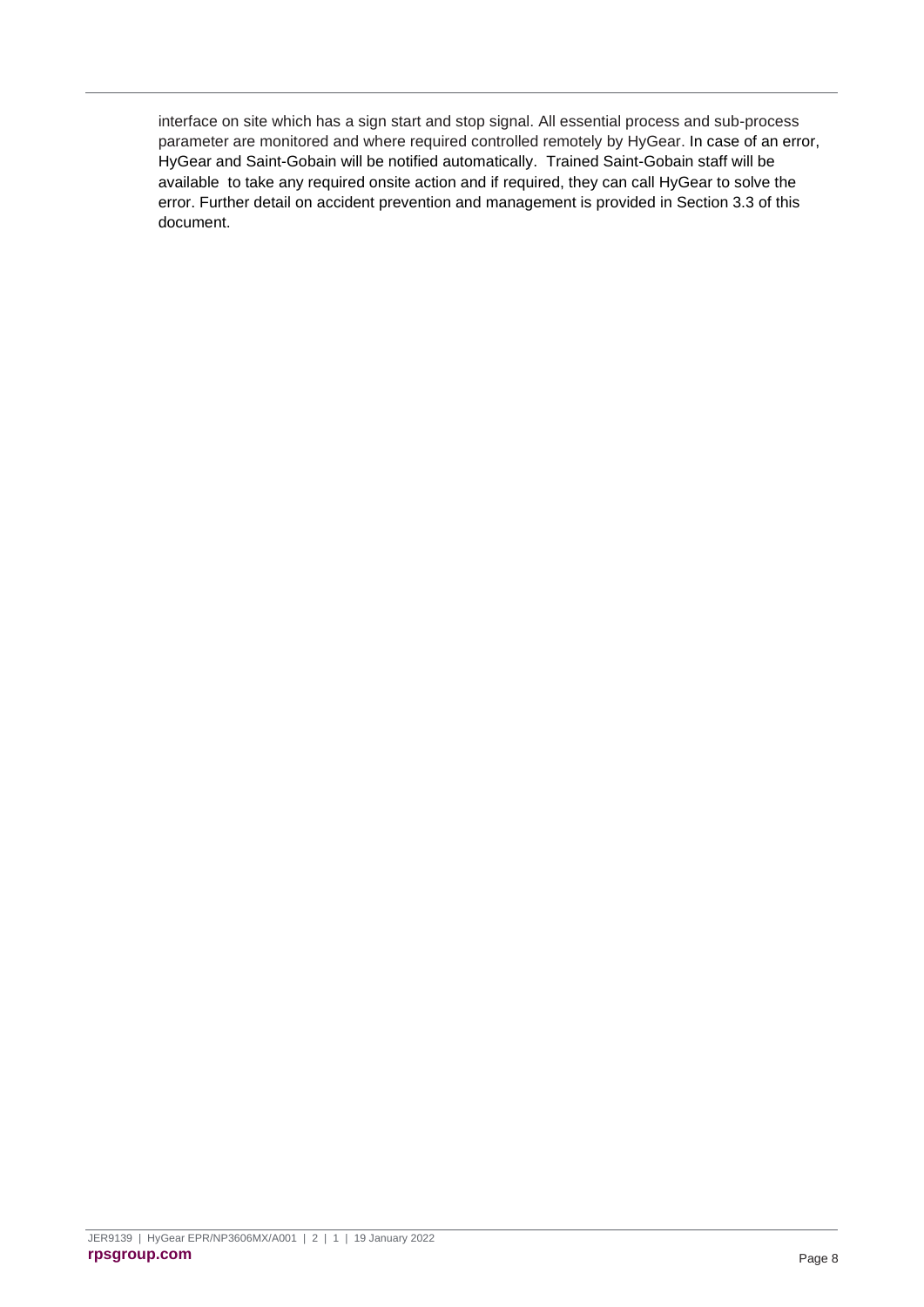interface on site which has a sign start and stop signal. All essential process and sub-process parameter are monitored and where required controlled remotely by HyGear. In case of an error, HyGear and Saint-Gobain will be notified automatically.  Trained Saint-Gobain staff will be available  to take any required onsite action and if required, they can call HyGear to solve the error. Further detail on accident prevention and management is provided in Section 3.3 of this document.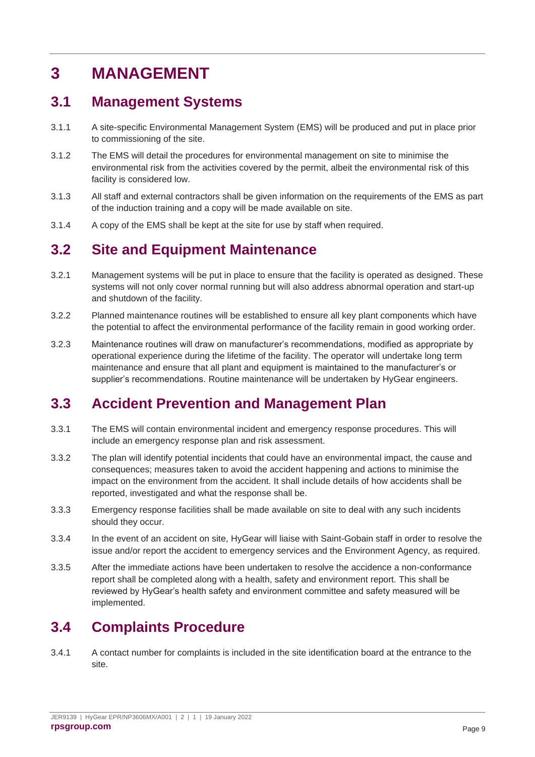# 3 MANAGEMENT

## 3.1 Management Systems

3.1.1 A site-specific Environmental Management System (EMS) will be produced and put in place prior to commissioning of the site.

3.1.2 The EMS will detail the procedures for environmental management on site to minimise the environmental risk from the activities covered by the permit, albeit the environmental risk of this facility is considered low.

3.1.3 All staff and external contractors shall be given information on the requirements of the EMS as part of the induction training and a copy will be made available on site.

3.1.4 A copy of the EMS shall be kept at the site for use by staff when required.

## 3.2 Site and Equipment Maintenance

3.2.1 Management systems will be put in place to ensure that the facility is operated as designed. These systems will not only cover normal running but will also address abnormal operation and start-up and shutdown of the facility.

3.2.2 Planned maintenance routines will be established to ensure all key plant components which have the potential to affect the environmental performance of the facility remain in good working order.

3.2.3 Maintenance routines will draw on manufacturer's recommendations, modified as appropriate by operational experience during the lifetime of the facility. The operator will undertake long term maintenance and ensure that all plant and equipment is maintained to the manufacturer's or supplier's recommendations. Routine maintenance will be undertaken by HyGear engineers.

## 3.3 Accident Prevention and Management Plan

3.3.1 The EMS will contain environmental incident and emergency response procedures. This will include an emergency response plan and risk assessment.

3.3.2 The plan will identify potential incidents that could have an environmental impact, the cause and consequences; measures taken to avoid the accident happening and actions to minimise the impact on the environment from the accident. It shall include details of how accidents shall be reported, investigated and what the response shall be.

3.3.3 Emergency response facilities shall be made available on site to deal with any such incidents should they occur.

3.3.4 In the event of an accident on site, HyGear will liaise with Saint-Gobain staff in order to resolve the issue and/or report the accident to emergency services and the Environment Agency, as required.

3.3.5 After the immediate actions have been undertaken to resolve the accidence a non-conformance report shall be completed along with a health, safety and environment report. This shall be reviewed by HyGear's health safety and environment committee and safety measured will be implemented.

## 3.4 Complaints Procedure

3.4.1 A contact number for complaints is included in the site identification board at the entrance to the site.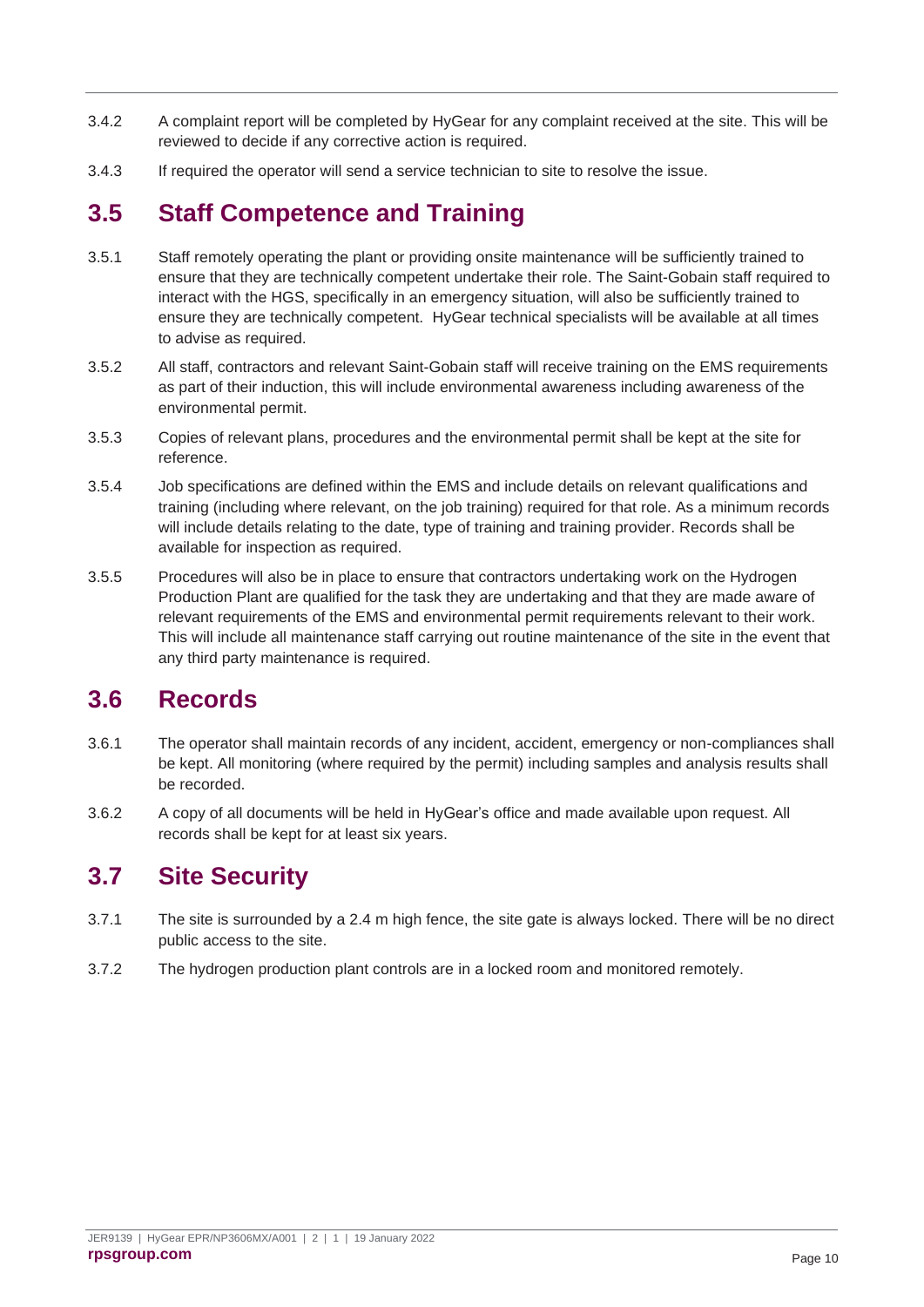3.4.2 A complaint report will be completed by HyGear for any complaint received at the site. This will be reviewed to decide if any corrective action is required.

3.4.3 If required the operator will send a service technician to site to resolve the issue.

## 3.5 Staff Competence and Training

3.5.1 Staff remotely operating the plant or providing onsite maintenance will be sufficiently trained to ensure that they are technically competent undertake their role. The Saint-Gobain staff required to interact with the HGS, specifically in an emergency situation, will also be sufficiently trained to ensure they are technically competent. HyGear technical specialists will be available at all times to advise as required.

3.5.2 All staff, contractors and relevant Saint-Gobain staff will receive training on the EMS requirements as part of their induction, this will include environmental awareness including awareness of the environmental permit.

3.5.3 Copies of relevant plans, procedures and the environmental permit shall be kept at the site for reference.

3.5.4 Job specifications are defined within the EMS and include details on relevant qualifications and training (including where relevant, on the job training) required for that role. As a minimum records will include details relating to the date, type of training and training provider. Records shall be available for inspection as required.

3.5.5 Procedures will also be in place to ensure that contractors undertaking work on the Hydrogen Production Plant are qualified for the task they are undertaking and that they are made aware of relevant requirements of the EMS and environmental permit requirements relevant to their work. This will include all maintenance staff carrying out routine maintenance of the site in the event that any third party maintenance is required.

## 3.6 Records

3.6.1 The operator shall maintain records of any incident, accident, emergency or non-compliances shall be kept. All monitoring (where required by the permit) including samples and analysis results shall be recorded.

3.6.2 A copy of all documents will be held in HyGear's office and made available upon request. All records shall be kept for at least six years.

## 3.7 Site Security

3.7.1 The site is surrounded by a 2.4 m high fence, the site gate is always locked. There will be no direct public access to the site.

3.7.2 The hydrogen production plant controls are in a locked room and monitored remotely.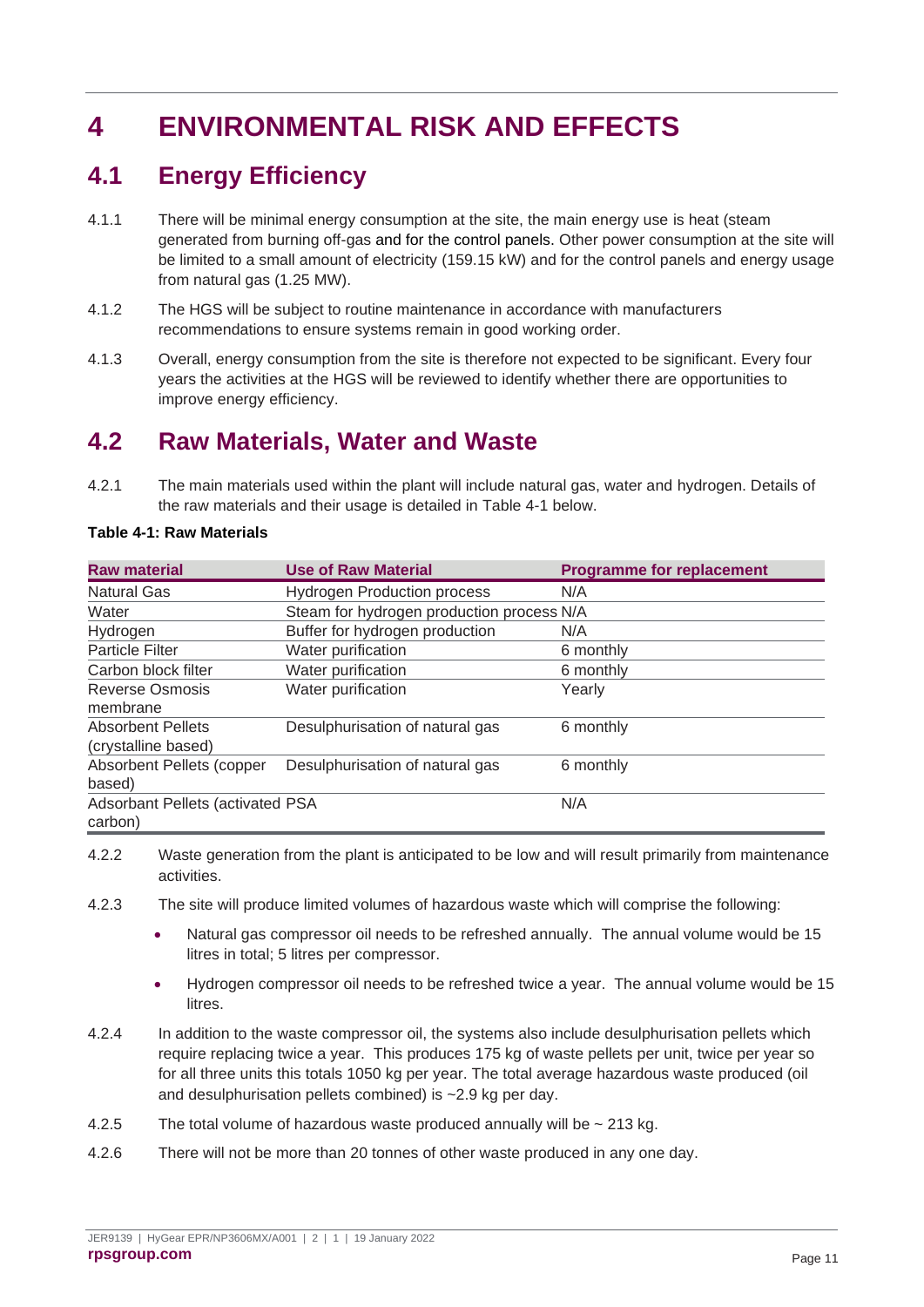# 4 ENVIRONMENTAL RISK AND EFFECTS

## 4.1 Energy Efficiency

4.1.1 There will be minimal energy consumption at the site, the main energy use is heat (steam generated from burning off-gas and for the control panels. Other power consumption at the site will be limited to a small amount of electricity (159.15 kW) and for the control panels and energy usage from natural gas (1.25 MW).

4.1.2 The HGS will be subject to routine maintenance in accordance with manufacturers recommendations to ensure systems remain in good working order.

4.1.3 Overall, energy consumption from the site is therefore not expected to be significant. Every four years the activities at the HGS will be reviewed to identify whether there are opportunities to improve energy efficiency.

## 4.2 Raw Materials, Water and Waste

4.2.1 The main materials used within the plant will include natural gas, water and hydrogen. Details of the raw materials and their usage is detailed in Table 4-1 below.

**Table 4-1: Raw Materials**

| Raw material | Use of Raw Material | Programme for replacement |
|---|---|---|
| Natural Gas | Hydrogen Production process | N/A |
| Water | Steam for hydrogen production process | N/A |
| Hydrogen | Buffer for hydrogen production | N/A |
| Particle Filter | Water purification | 6 monthly |
| Carbon block filter | Water purification | 6 monthly |
| Reverse Osmosis membrane | Water purification | Yearly |
| Absorbent Pellets (crystalline based) | Desulphurisation of natural gas | 6 monthly |
| Absorbent Pellets (copper based) | Desulphurisation of natural gas | 6 monthly |
| Adsorbant Pellets (activated carbon) | PSA | N/A |

4.2.2 Waste generation from the plant is anticipated to be low and will result primarily from maintenance activities.

4.2.3 The site will produce limited volumes of hazardous waste which will comprise the following:

- Natural gas compressor oil needs to be refreshed annually. The annual volume would be 15 litres in total; 5 litres per compressor.
- Hydrogen compressor oil needs to be refreshed twice a year. The annual volume would be 15 litres.

4.2.4 In addition to the waste compressor oil, the systems also include desulphurisation pellets which require replacing twice a year. This produces 175 kg of waste pellets per unit, twice per year so for all three units this totals 1050 kg per year. The total average hazardous waste produced (oil and desulphurisation pellets combined) is ~2.9 kg per day.

4.2.5 The total volume of hazardous waste produced annually will be ~ 213 kg.

4.2.6 There will not be more than 20 tonnes of other waste produced in any one day.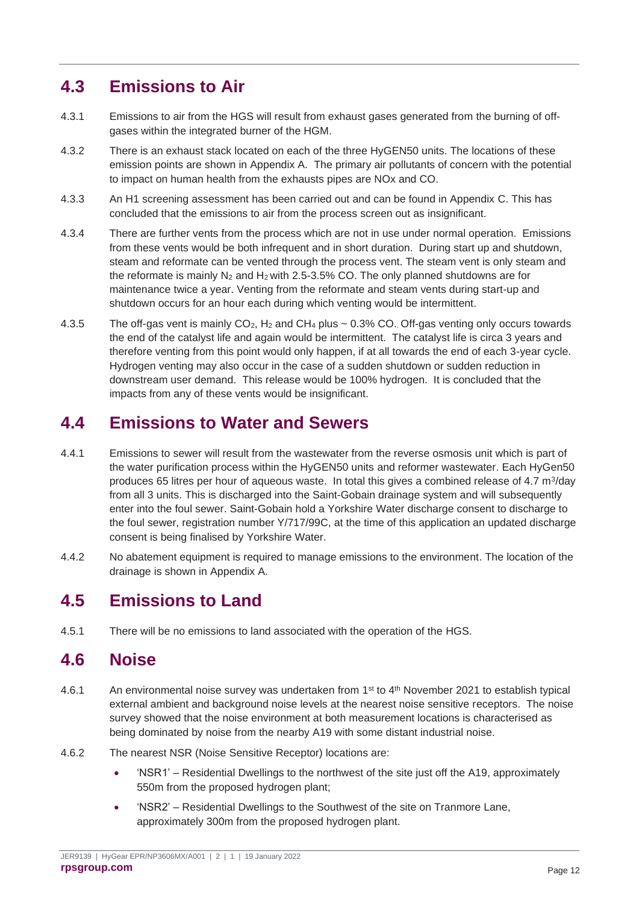## 4.3 Emissions to Air

4.3.1 Emissions to air from the HGS will result from exhaust gases generated from the burning of off-gases within the integrated burner of the HGM.

4.3.2 There is an exhaust stack located on each of the three HyGEN50 units. The locations of these emission points are shown in Appendix A. The primary air pollutants of concern with the potential to impact on human health from the exhausts pipes are NOx and CO.

4.3.3 An H1 screening assessment has been carried out and can be found in Appendix C. This has concluded that the emissions to air from the process screen out as insignificant.

4.3.4 There are further vents from the process which are not in use under normal operation. Emissions from these vents would be both infrequent and in short duration. During start up and shutdown, steam and reformate can be vented through the process vent. The steam vent is only steam and the reformate is mainly $N_2$ and $H_2$ with 2.5-3.5% CO. The only planned shutdowns are for maintenance twice a year. Venting from the reformate and steam vents during start-up and shutdown occurs for an hour each during which venting would be intermittent.

4.3.5 The off-gas vent is mainly $CO_2$, $H_2$ and $CH_4$ plus ~ 0.3% CO. Off-gas venting only occurs towards the end of the catalyst life and again would be intermittent. The catalyst life is circa 3 years and therefore venting from this point would only happen, if at all towards the end of each 3-year cycle. Hydrogen venting may also occur in the case of a sudden shutdown or sudden reduction in downstream user demand. This release would be 100% hydrogen. It is concluded that the impacts from any of these vents would be insignificant.

## 4.4 Emissions to Water and Sewers

4.4.1 Emissions to sewer will result from the wastewater from the reverse osmosis unit which is part of the water purification process within the HyGEN50 units and reformer wastewater. Each HyGen50 produces 65 litres per hour of aqueous waste. In total this gives a combined release of 4.7 $m^3$/day from all 3 units. This is discharged into the Saint-Gobain drainage system and will subsequently enter into the foul sewer. Saint-Gobain hold a Yorkshire Water discharge consent to discharge to the foul sewer, registration number Y/717/99C, at the time of this application an updated discharge consent is being finalised by Yorkshire Water.

4.4.2 No abatement equipment is required to manage emissions to the environment. The location of the drainage is shown in Appendix A.

## 4.5 Emissions to Land

4.5.1 There will be no emissions to land associated with the operation of the HGS.

## 4.6 Noise

4.6.1 An environmental noise survey was undertaken from 1st to 4th November 2021 to establish typical external ambient and background noise levels at the nearest noise sensitive receptors. The noise survey showed that the noise environment at both measurement locations is characterised as being dominated by noise from the nearby A19 with some distant industrial noise.

4.6.2 The nearest NSR (Noise Sensitive Receptor) locations are:

- 'NSR1' – Residential Dwellings to the northwest of the site just off the A19, approximately 550m from the proposed hydrogen plant;
- 'NSR2' – Residential Dwellings to the Southwest of the site on Tranmore Lane, approximately 300m from the proposed hydrogen plant.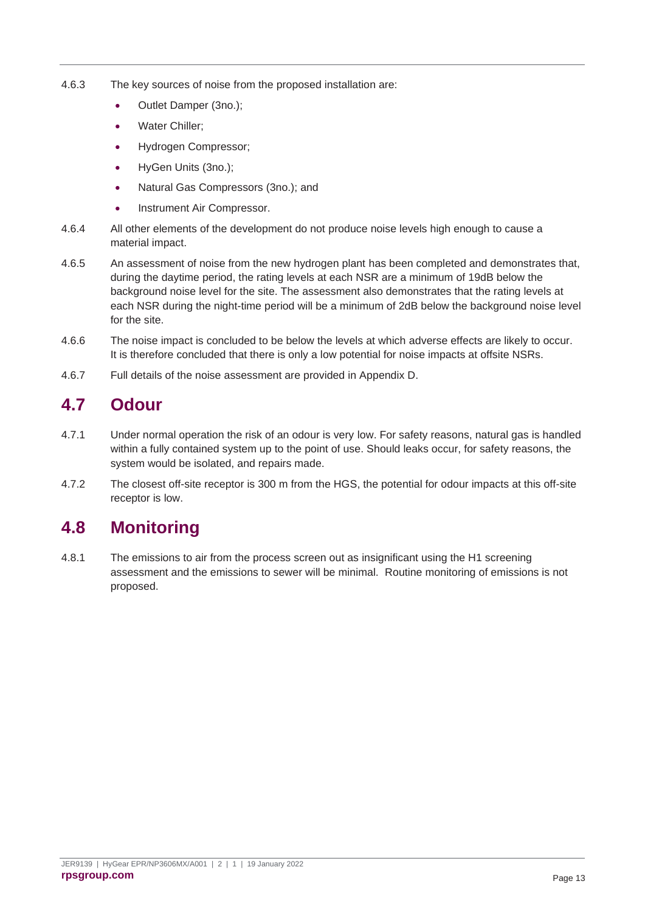4.6.3 The key sources of noise from the proposed installation are:

- Outlet Damper (3no.);
- Water Chiller;
- Hydrogen Compressor;
- HyGen Units (3no.);
- Natural Gas Compressors (3no.); and
- Instrument Air Compressor.

4.6.4 All other elements of the development do not produce noise levels high enough to cause a material impact.

4.6.5 An assessment of noise from the new hydrogen plant has been completed and demonstrates that, during the daytime period, the rating levels at each NSR are a minimum of 19dB below the background noise level for the site. The assessment also demonstrates that the rating levels at each NSR during the night-time period will be a minimum of 2dB below the background noise level for the site.

4.6.6 The noise impact is concluded to be below the levels at which adverse effects are likely to occur. It is therefore concluded that there is only a low potential for noise impacts at offsite NSRs.

4.6.7 Full details of the noise assessment are provided in Appendix D.

## 4.7 Odour

4.7.1 Under normal operation the risk of an odour is very low. For safety reasons, natural gas is handled within a fully contained system up to the point of use. Should leaks occur, for safety reasons, the system would be isolated, and repairs made.

4.7.2 The closest off-site receptor is 300 m from the HGS, the potential for odour impacts at this off-site receptor is low.

## 4.8 Monitoring

4.8.1 The emissions to air from the process screen out as insignificant using the H1 screening assessment and the emissions to sewer will be minimal. Routine monitoring of emissions is not proposed.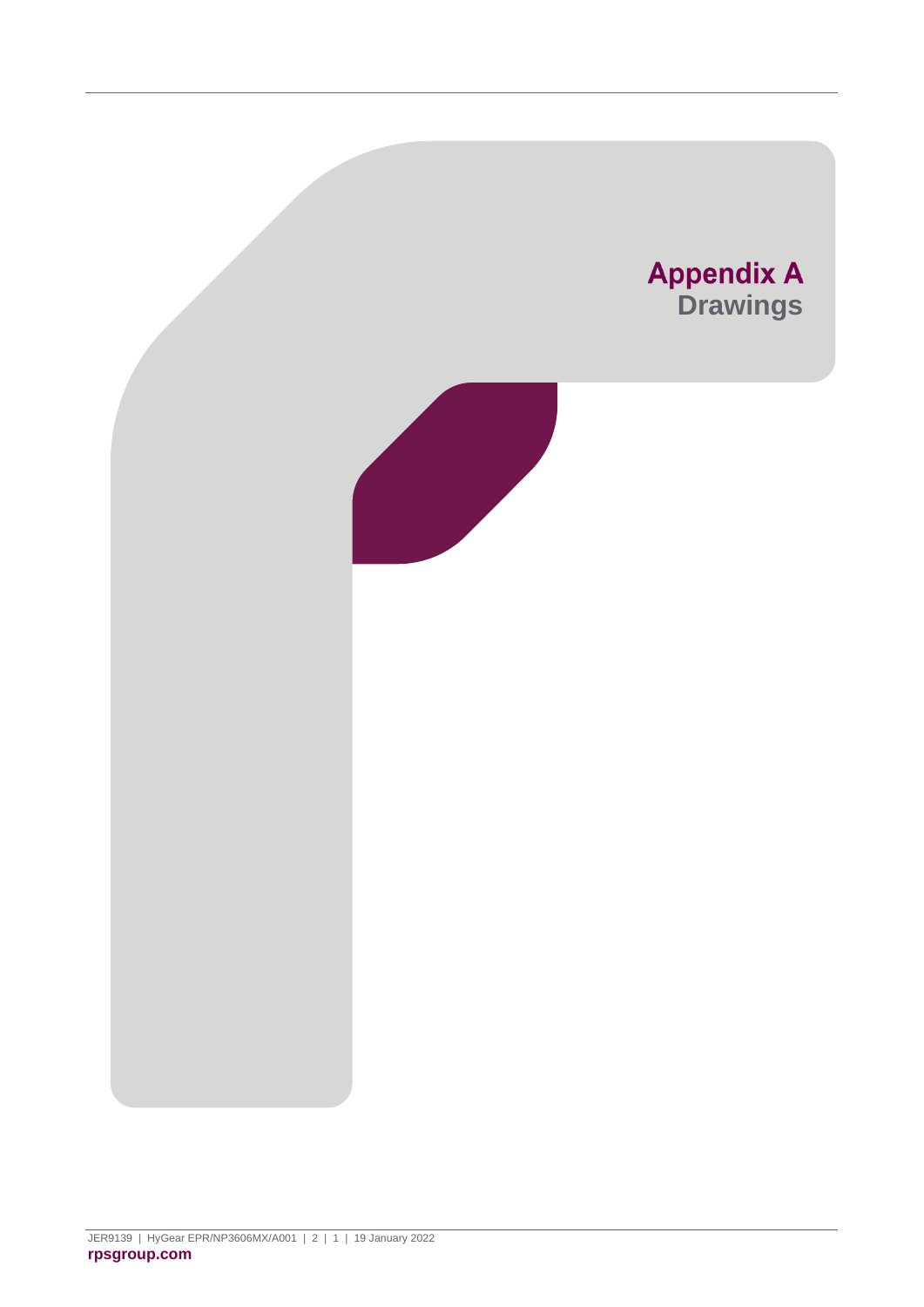# Appendix A
## Drawings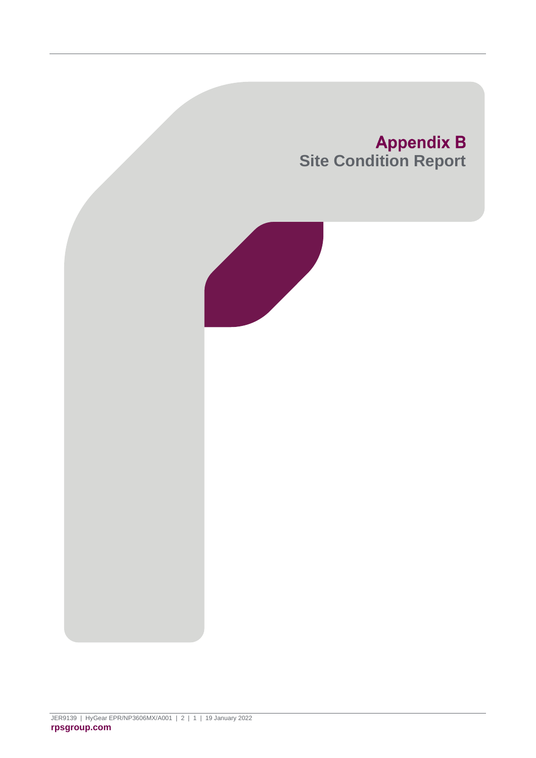# Appendix B
## Site Condition Report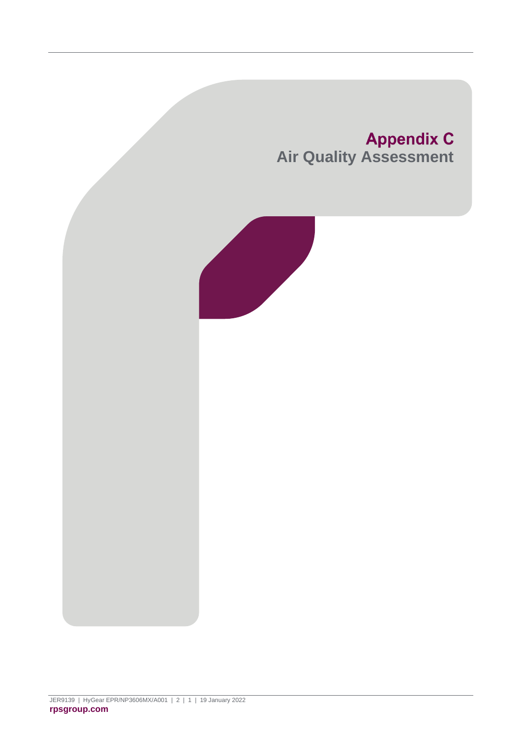# Appendix C
## Air Quality Assessment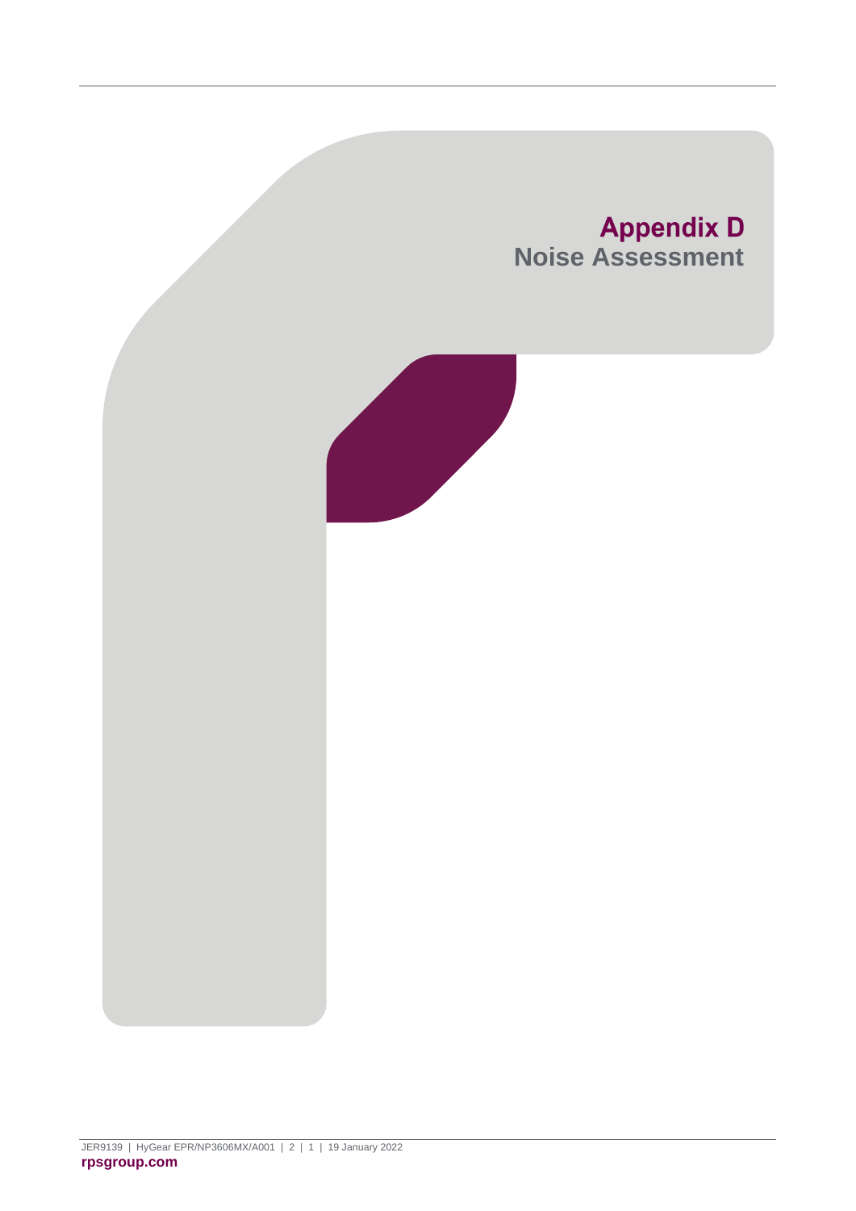# Appendix D
## Noise Assessment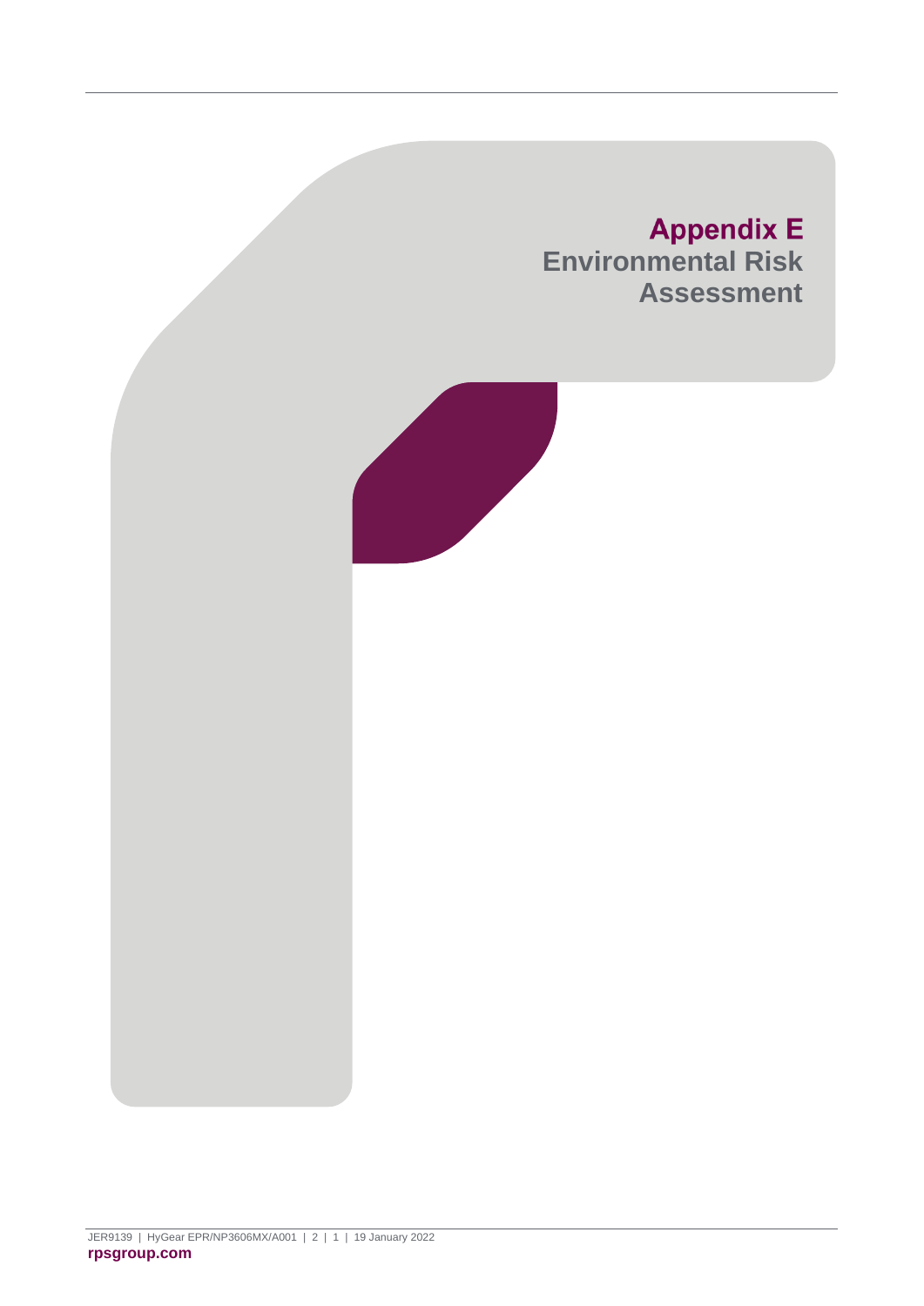# Appendix E
## Environmental Risk Assessment